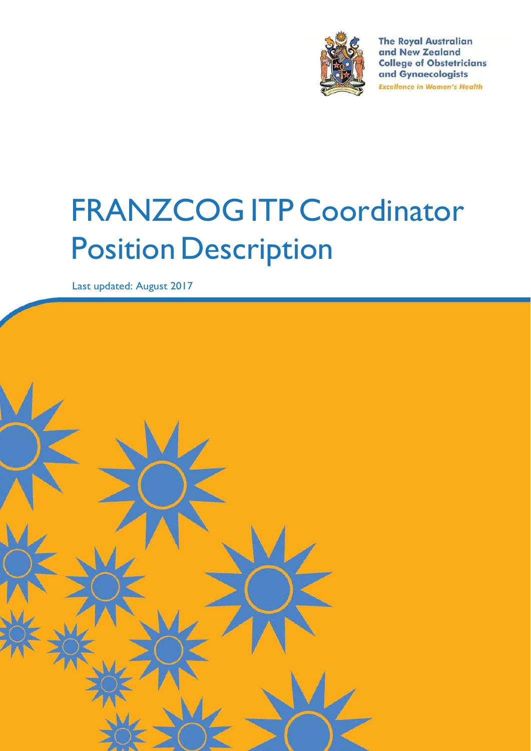The Royal Australian and New Zealand College of Obstetricians and Gynaecologists

*Excellence in Women's Health*

# FRANZCOG ITP Coordinator Position Description

Last updated: August 2017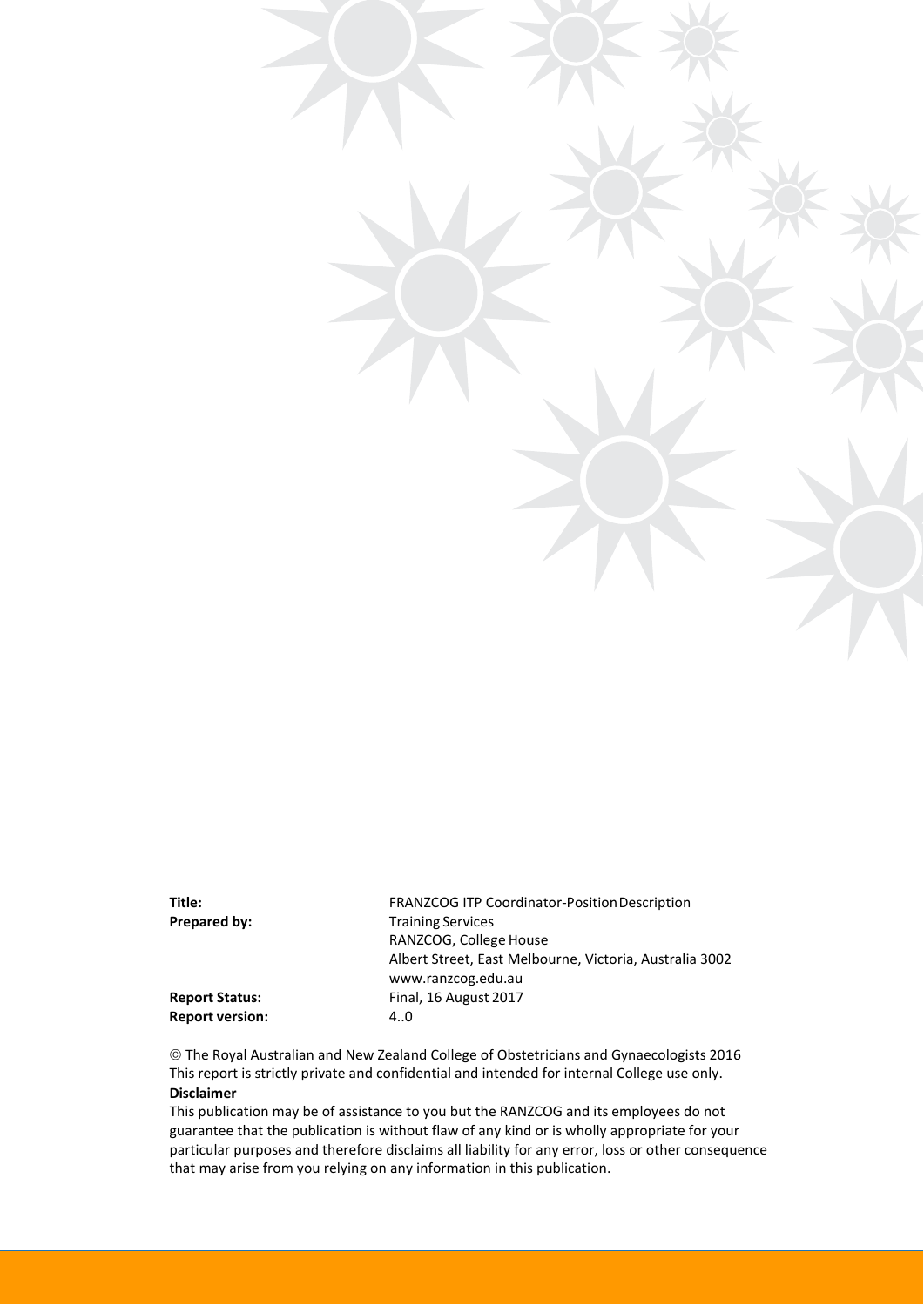| | |
|---|---|
| **Title:** | FRANZCOG ITP Coordinator-Position Description |
| **Prepared by:** | Training Services<br>RANZCOG, College House<br>Albert Street, East Melbourne, Victoria, Australia 3002<br>www.ranzcog.edu.au |
| **Report Status:** | Final, 16 August 2017 |
| **Report version:** | 4..0 |

© The Royal Australian and New Zealand College of Obstetricians and Gynaecologists 2016
This report is strictly private and confidential and intended for internal College use only.

**Disclaimer**

This publication may be of assistance to you but the RANZCOG and its employees do not guarantee that the publication is without flaw of any kind or is wholly appropriate for your particular purposes and therefore disclaims all liability for any error, loss or other consequence that may arise from you relying on any information in this publication.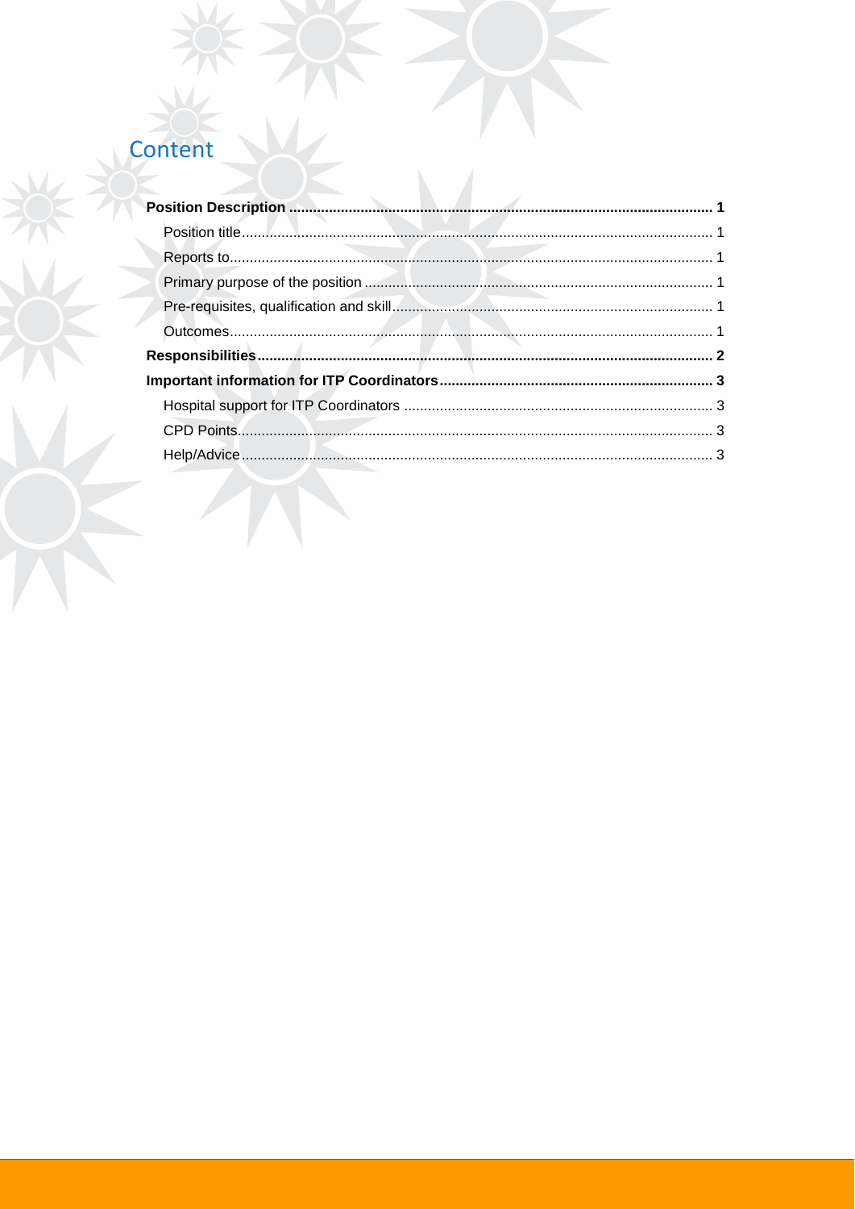# Content

**Position Description** ........................................................................................................... **1**

Position title ........................................................................................................... 1

Reports to ........................................................................................................... 1

Primary purpose of the position ........................................................................................................... 1

Pre-requisites, qualification and skill ........................................................................................................... 1

Outcomes ........................................................................................................... 1

**Responsibilities** ........................................................................................................... **2**

**Important information for ITP Coordinators** ........................................................................................................... **3**

Hospital support for ITP Coordinators ........................................................................................................... 3

CPD Points ........................................................................................................... 3

Help/Advice ........................................................................................................... 3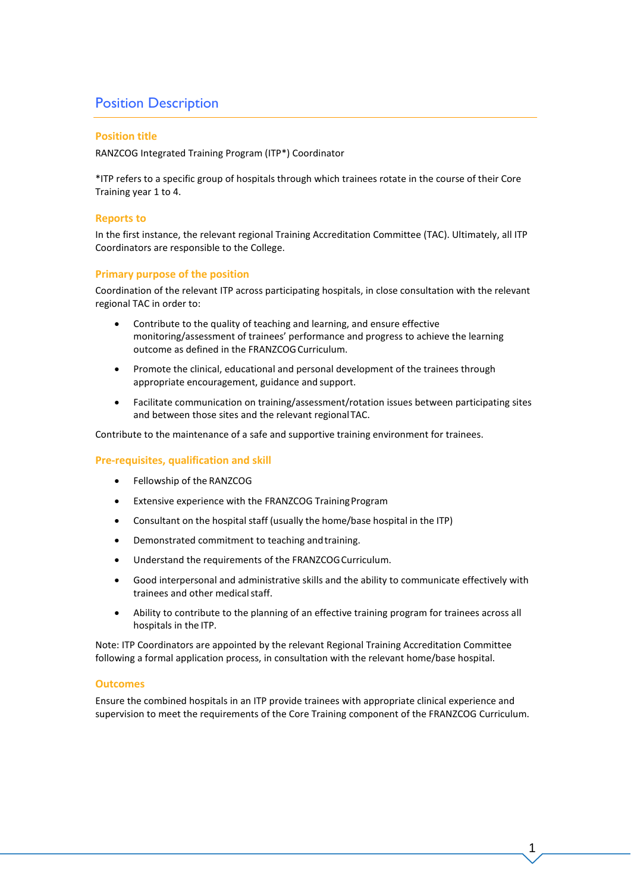# Position Description

## Position title

RANZCOG Integrated Training Program (ITP*) Coordinator

*ITP refers to a specific group of hospitals through which trainees rotate in the course of their Core Training year 1 to 4.

## Reports to

In the first instance, the relevant regional Training Accreditation Committee (TAC). Ultimately, all ITP Coordinators are responsible to the College.

## Primary purpose of the position

Coordination of the relevant ITP across participating hospitals, in close consultation with the relevant regional TAC in order to:

- Contribute to the quality of teaching and learning, and ensure effective monitoring/assessment of trainees' performance and progress to achieve the learning outcome as defined in the FRANZCOG Curriculum.
- Promote the clinical, educational and personal development of the trainees through appropriate encouragement, guidance and support.
- Facilitate communication on training/assessment/rotation issues between participating sites and between those sites and the relevant regional TAC.

Contribute to the maintenance of a safe and supportive training environment for trainees.

## Pre-requisites, qualification and skill

- Fellowship of the RANZCOG
- Extensive experience with the FRANZCOG Training Program
- Consultant on the hospital staff (usually the home/base hospital in the ITP)
- Demonstrated commitment to teaching and training.
- Understand the requirements of the FRANZCOG Curriculum.
- Good interpersonal and administrative skills and the ability to communicate effectively with trainees and other medical staff.
- Ability to contribute to the planning of an effective training program for trainees across all hospitals in the ITP.

Note: ITP Coordinators are appointed by the relevant Regional Training Accreditation Committee following a formal application process, in consultation with the relevant home/base hospital.

## Outcomes

Ensure the combined hospitals in an ITP provide trainees with appropriate clinical experience and supervision to meet the requirements of the Core Training component of the FRANZCOG Curriculum.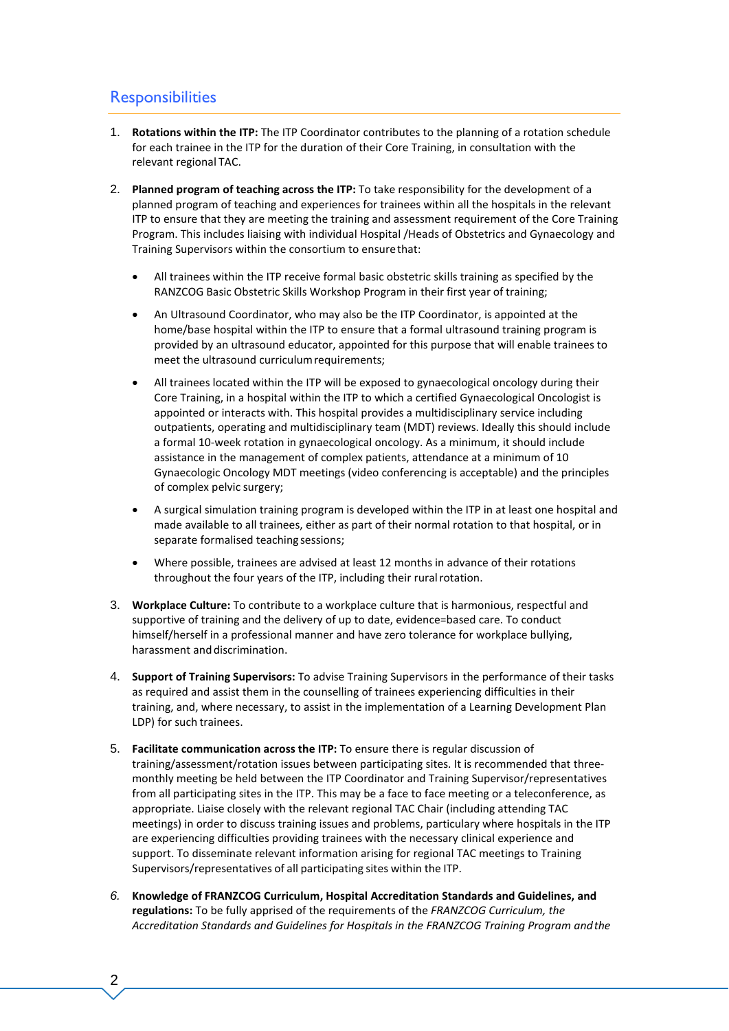## Responsibilities

1. **Rotations within the ITP:** The ITP Coordinator contributes to the planning of a rotation schedule for each trainee in the ITP for the duration of their Core Training, in consultation with the relevant regional TAC.

2. **Planned program of teaching across the ITP:** To take responsibility for the development of a planned program of teaching and experiences for trainees within all the hospitals in the relevant ITP to ensure that they are meeting the training and assessment requirement of the Core Training Program. This includes liaising with individual Hospital /Heads of Obstetrics and Gynaecology and Training Supervisors within the consortium to ensure that:

   - All trainees within the ITP receive formal basic obstetric skills training as specified by the RANZCOG Basic Obstetric Skills Workshop Program in their first year of training;
   - An Ultrasound Coordinator, who may also be the ITP Coordinator, is appointed at the home/base hospital within the ITP to ensure that a formal ultrasound training program is provided by an ultrasound educator, appointed for this purpose that will enable trainees to meet the ultrasound curriculum requirements;
   - All trainees located within the ITP will be exposed to gynaecological oncology during their Core Training, in a hospital within the ITP to which a certified Gynaecological Oncologist is appointed or interacts with. This hospital provides a multidisciplinary service including outpatients, operating and multidisciplinary team (MDT) reviews. Ideally this should include a formal 10-week rotation in gynaecological oncology. As a minimum, it should include assistance in the management of complex patients, attendance at a minimum of 10 Gynaecologic Oncology MDT meetings (video conferencing is acceptable) and the principles of complex pelvic surgery;
   - A surgical simulation training program is developed within the ITP in at least one hospital and made available to all trainees, either as part of their normal rotation to that hospital, or in separate formalised teaching sessions;
   - Where possible, trainees are advised at least 12 months in advance of their rotations throughout the four years of the ITP, including their rural rotation.

3. **Workplace Culture:** To contribute to a workplace culture that is harmonious, respectful and supportive of training and the delivery of up to date, evidence=based care. To conduct himself/herself in a professional manner and have zero tolerance for workplace bullying, harassment and discrimination.

4. **Support of Training Supervisors:** To advise Training Supervisors in the performance of their tasks as required and assist them in the counselling of trainees experiencing difficulties in their training, and, where necessary, to assist in the implementation of a Learning Development Plan LDP) for such trainees.

5. **Facilitate communication across the ITP:** To ensure there is regular discussion of training/assessment/rotation issues between participating sites. It is recommended that three-monthly meeting be held between the ITP Coordinator and Training Supervisor/representatives from all participating sites in the ITP. This may be a face to face meeting or a teleconference, as appropriate. Liaise closely with the relevant regional TAC Chair (including attending TAC meetings) in order to discuss training issues and problems, particulary where hospitals in the ITP are experiencing difficulties providing trainees with the necessary clinical experience and support. To disseminate relevant information arising for regional TAC meetings to Training Supervisors/representatives of all participating sites within the ITP.

6. **Knowledge of FRANZCOG Curriculum, Hospital Accreditation Standards and Guidelines, and regulations:** To be fully apprised of the requirements of the *FRANZCOG Curriculum, the Accreditation Standards and Guidelines for Hospitals in the FRANZCOG Training Program and the*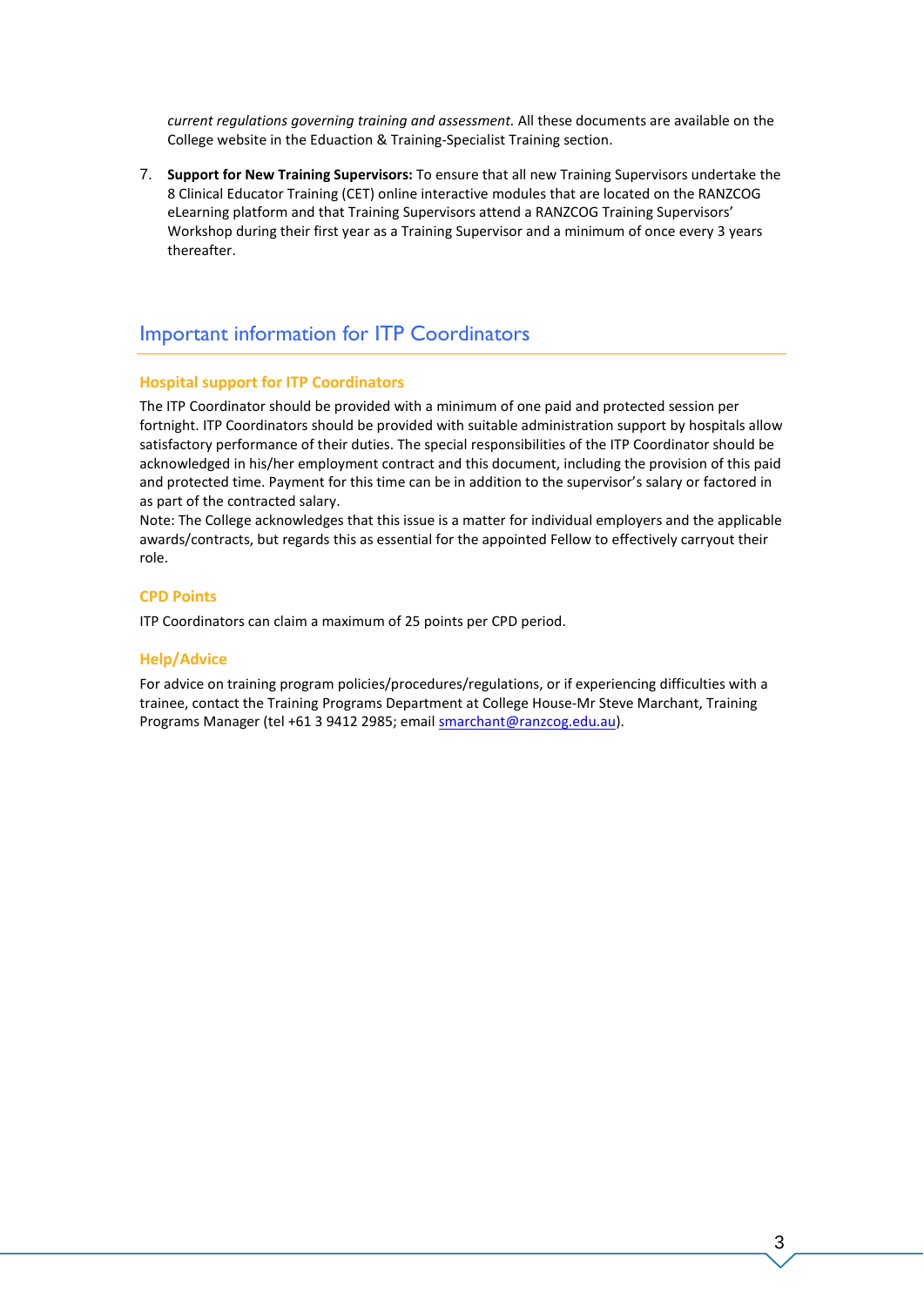*current regulations governing training and assessment.* All these documents are available on the College website in the Eduaction & Training-Specialist Training section.

7. **Support for New Training Supervisors:** To ensure that all new Training Supervisors undertake the 8 Clinical Educator Training (CET) online interactive modules that are located on the RANZCOG eLearning platform and that Training Supervisors attend a RANZCOG Training Supervisors' Workshop during their first year as a Training Supervisor and a minimum of once every 3 years thereafter.

## Important information for ITP Coordinators

### Hospital support for ITP Coordinators

The ITP Coordinator should be provided with a minimum of one paid and protected session per fortnight. ITP Coordinators should be provided with suitable administration support by hospitals allow satisfactory performance of their duties. The special responsibilities of the ITP Coordinator should be acknowledged in his/her employment contract and this document, including the provision of this paid and protected time. Payment for this time can be in addition to the supervisor's salary or factored in as part of the contracted salary.

Note: The College acknowledges that this issue is a matter for individual employers and the applicable awards/contracts, but regards this as essential for the appointed Fellow to effectively carryout their role.

### CPD Points

ITP Coordinators can claim a maximum of 25 points per CPD period.

### Help/Advice

For advice on training program policies/procedures/regulations, or if experiencing difficulties with a trainee, contact the Training Programs Department at College House-Mr Steve Marchant, Training Programs Manager (tel +61 3 9412 2985; email smarchant@ranzcog.edu.au).